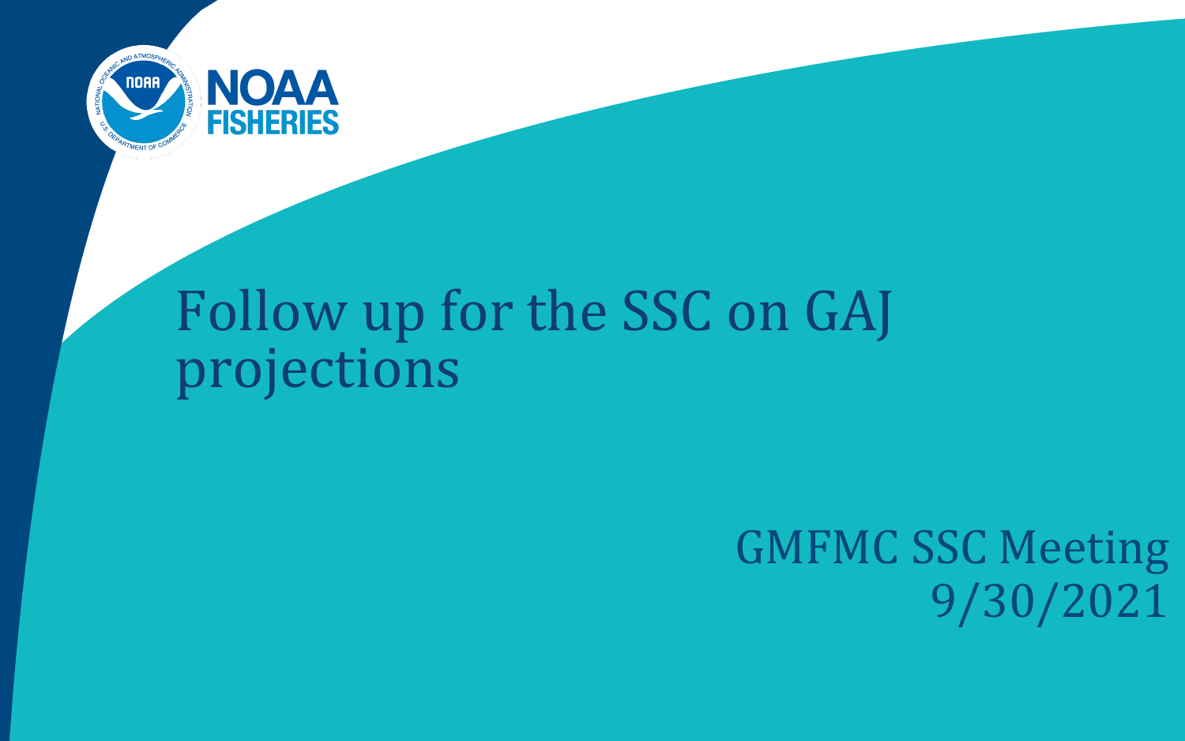# Follow up for the SSC on GAJ projections

GMFMC SSC Meeting
9/30/2021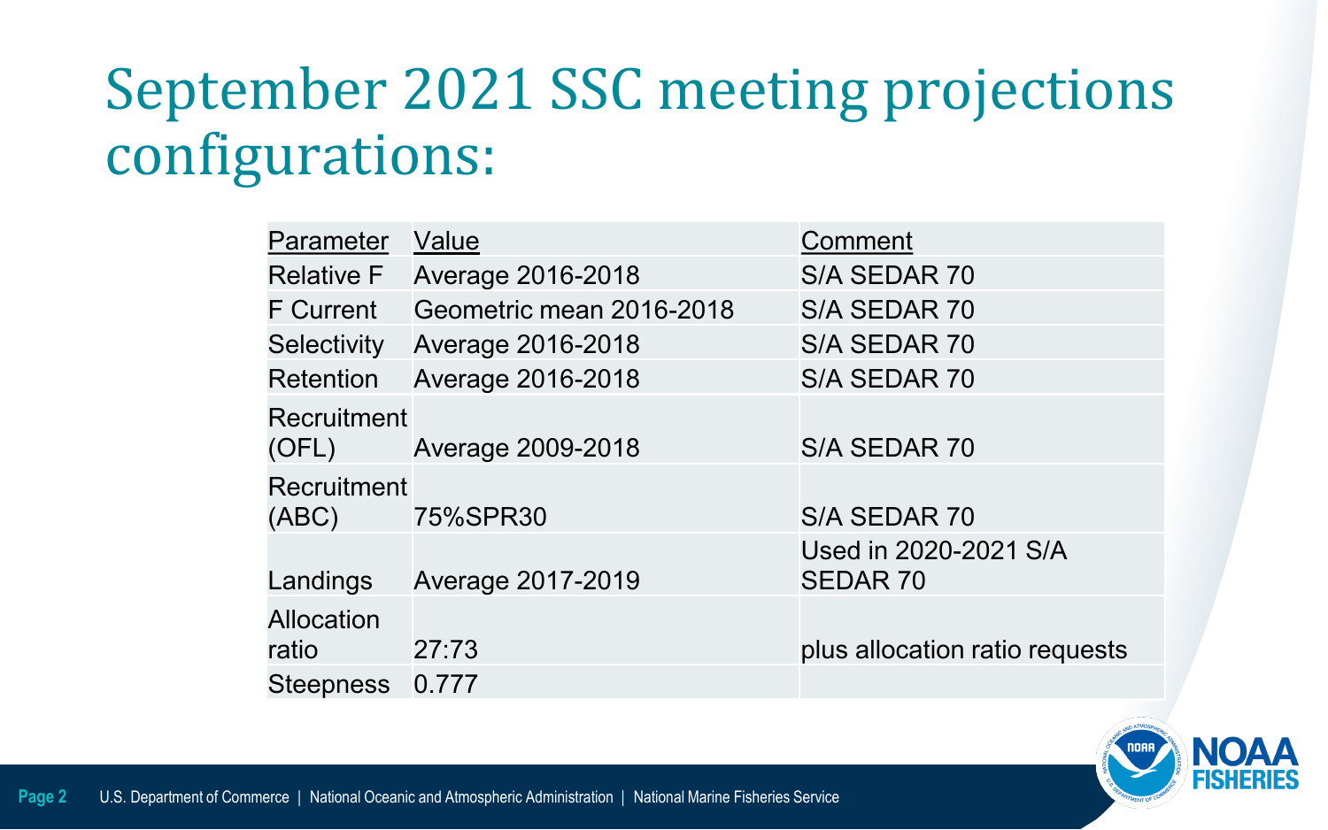# September 2021 SSC meeting projections configurations:

| Parameter | Value | Comment |
|---|---|---|
| Relative F | Average 2016-2018 | S/A SEDAR 70 |
| F Current | Geometric mean 2016-2018 | S/A SEDAR 70 |
| Selectivity | Average 2016-2018 | S/A SEDAR 70 |
| Retention | Average 2016-2018 | S/A SEDAR 70 |
| Recruitment (OFL) | Average 2009-2018 | S/A SEDAR 70 |
| Recruitment (ABC) | 75%SPR30 | S/A SEDAR 70 |
| Landings | Average 2017-2019 | Used in 2020-2021 S/A SEDAR 70 |
| Allocation ratio | 27:73 | plus allocation ratio requests |
| Steepness | 0.777 | |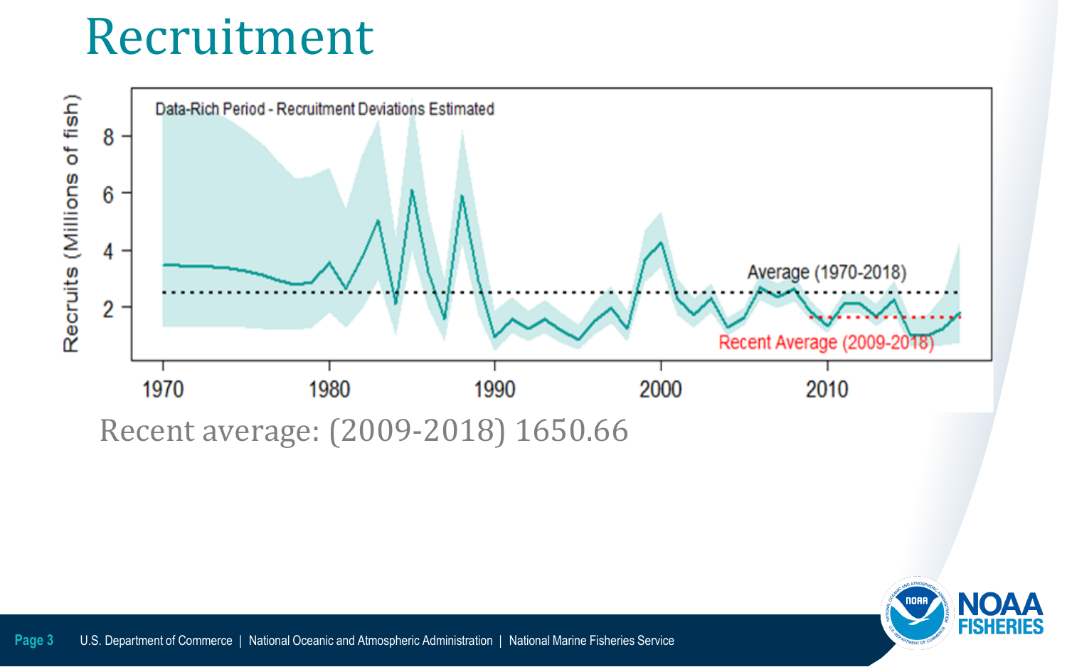# Recruitment

Recent average: (2009-2018) 1650.66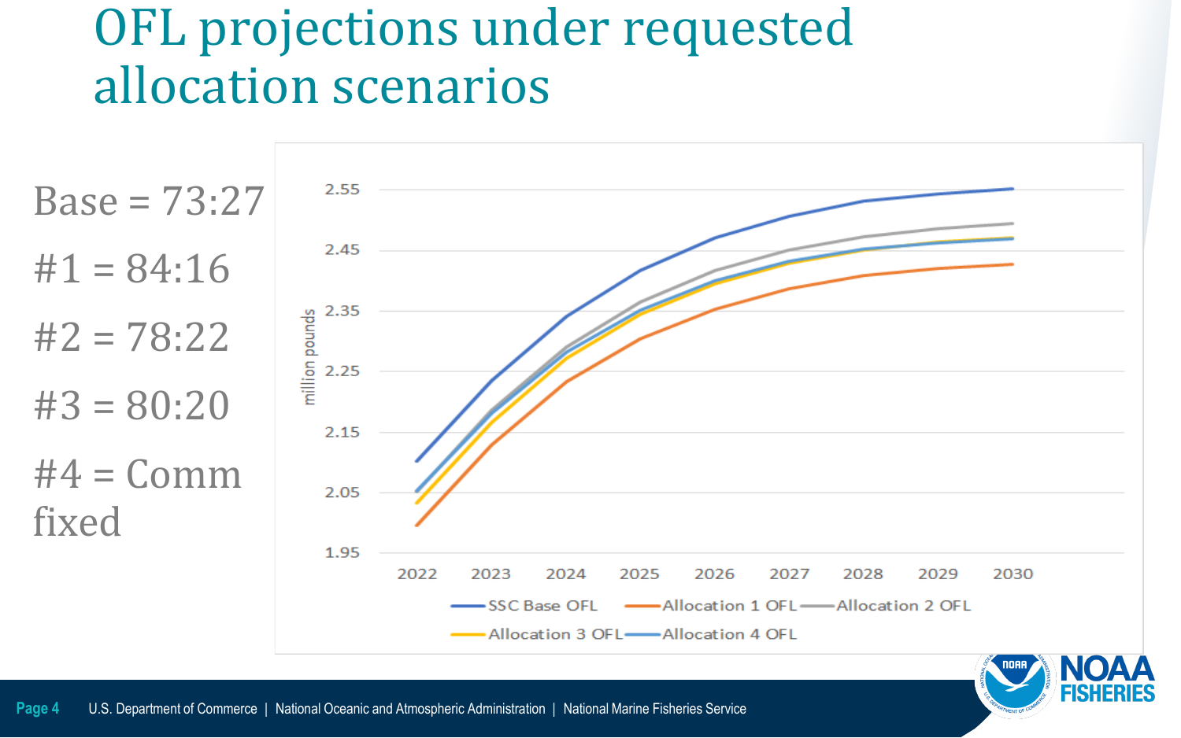# OFL projections under requested allocation scenarios

Base = 73:27

#1 = 84:16

#2 = 78:22

#3 = 80:20

#4 = Comm fixed

million pounds

2.55
2.45
2.35
2.25
2.15
2.05
1.95

2022 2023 2024 2025 2026 2027 2028 2029 2030

SSC Base OFL | Allocation 1 OFL | Allocation 2 OFL | Allocation 3 OFL | Allocation 4 OFL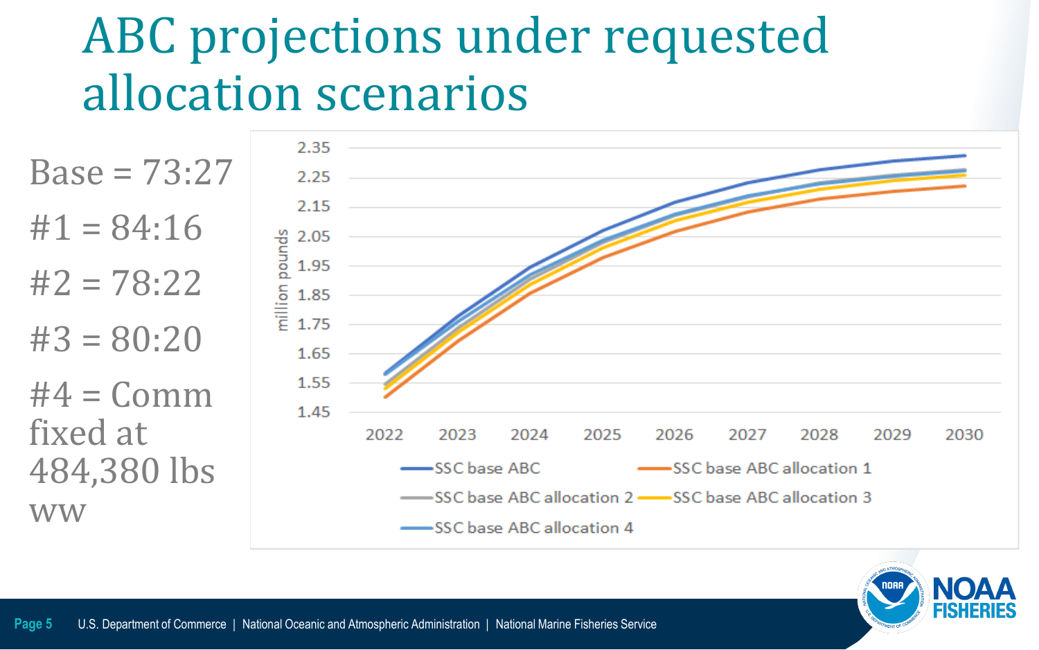# ABC projections under requested allocation scenarios

Base = 73:27

#1 = 84:16

#2 = 78:22

#3 = 80:20

#4 = Comm fixed at 484,380 lbs ww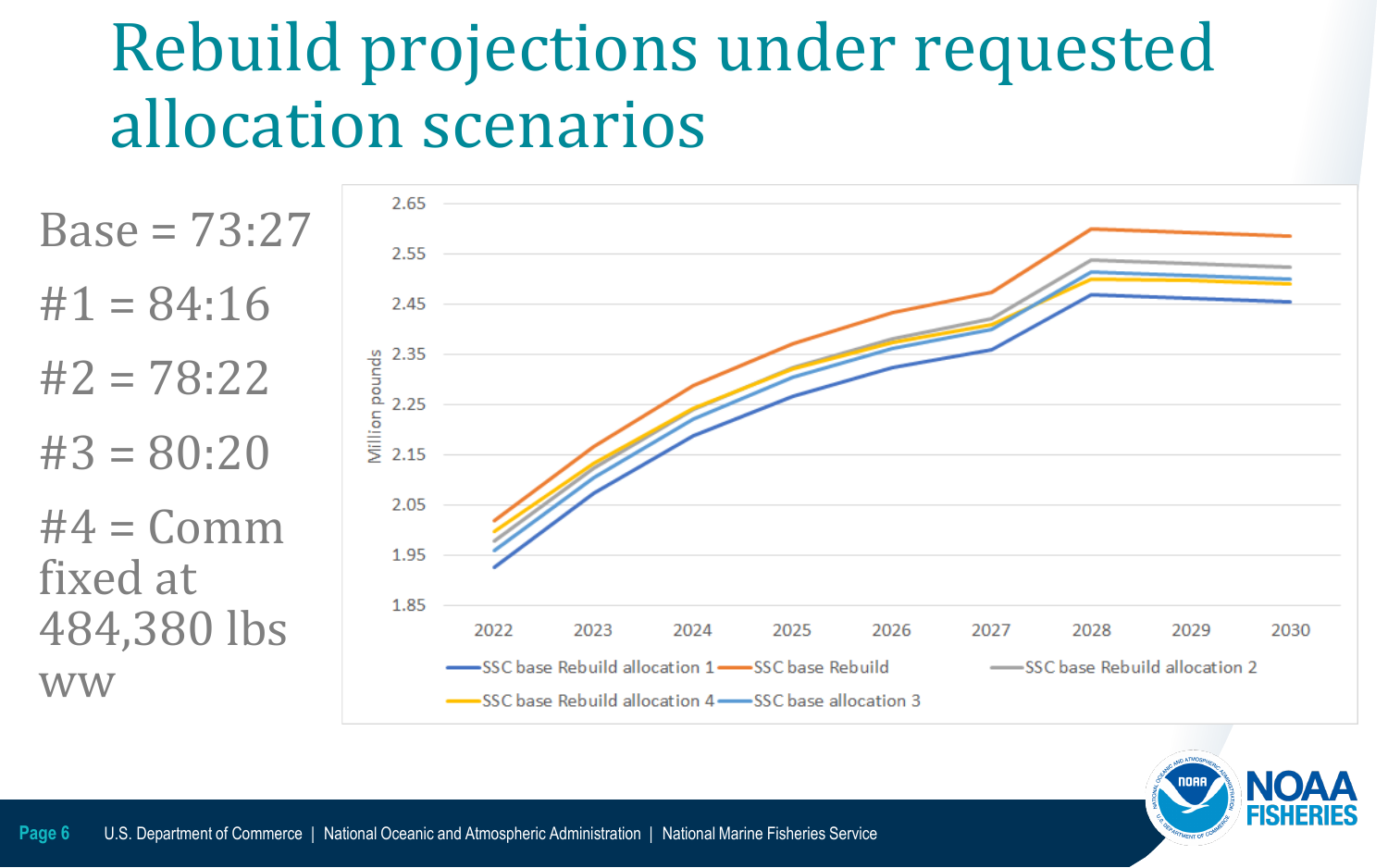# Rebuild projections under requested allocation scenarios

Base = 73:27

#1 = 84:16

#2 = 78:22

#3 = 80:20

#4 = Comm fixed at 484,380 lbs ww

Million pounds

2.65
2.55
2.45
2.35
2.25
2.15
2.05
1.95
1.85

2022 2023 2024 2025 2026 2027 2028 2029 2030

SSC base Rebuild allocation 1 — SSC base Rebuild — SSC base Rebuild allocation 2 — SSC base Rebuild allocation 4 — SSC base allocation 3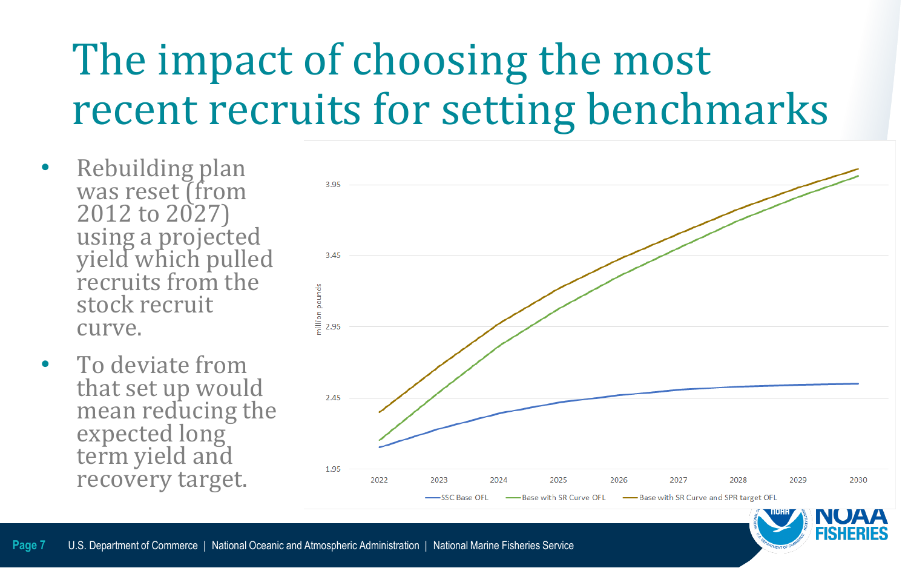# The impact of choosing the most recent recruits for setting benchmarks

- Rebuilding plan was reset (from 2012 to 2027) using a projected yield which pulled recruits from the stock recruit curve.
- To deviate from that set up would mean reducing the expected long term yield and recovery target.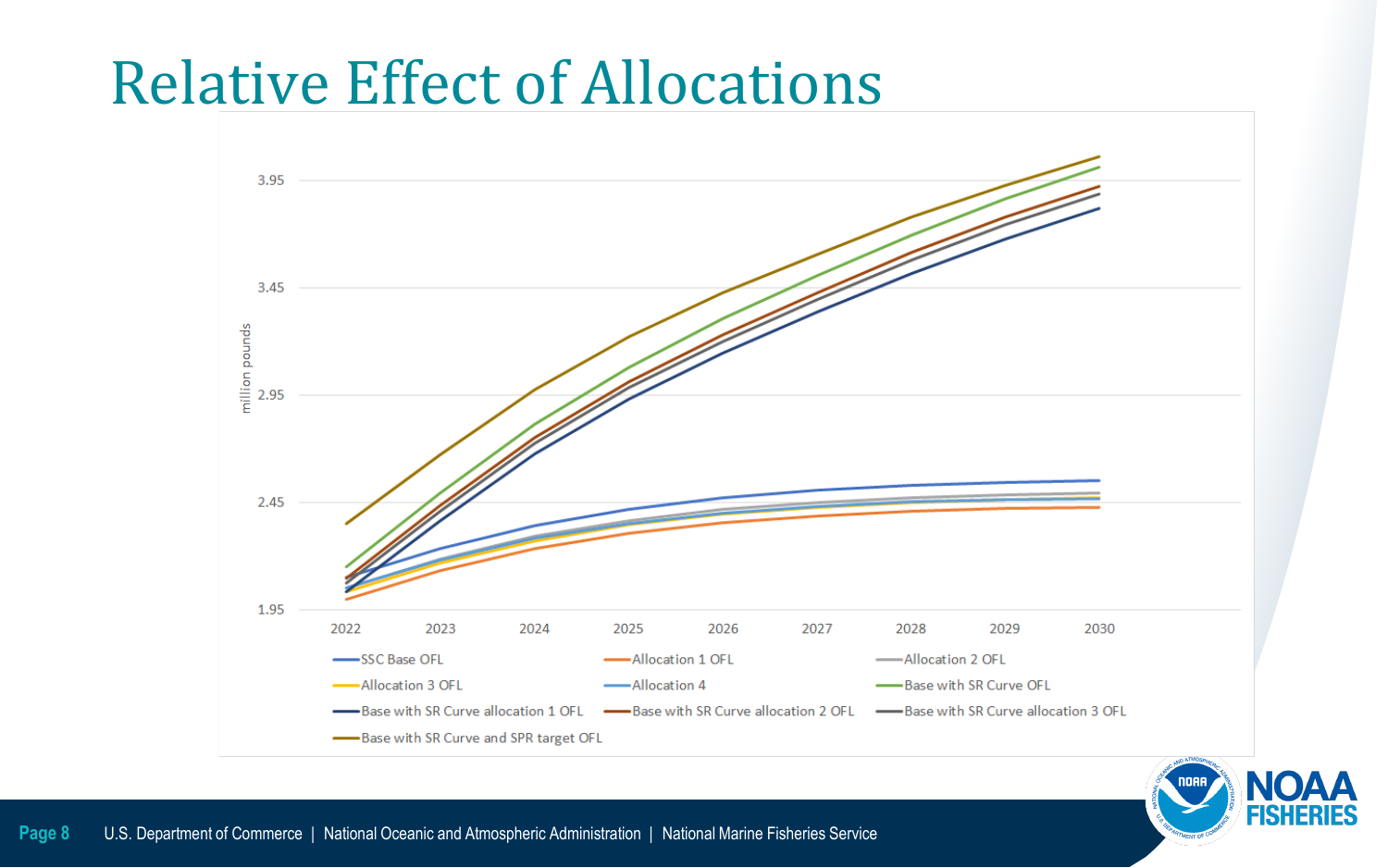# Relative Effect of Allocations

million pounds

3.95
3.45
2.95
2.45
1.95

2022 2023 2024 2025 2026 2027 2028 2029 2030

- SSC Base OFL
- Allocation 1 OFL
- Allocation 2 OFL
- Allocation 3 OFL
- Allocation 4
- Base with SR Curve OFL
- Base with SR Curve allocation 1 OFL
- Base with SR Curve allocation 2 OFL
- Base with SR Curve allocation 3 OFL
- Base with SR Curve and SPR target OFL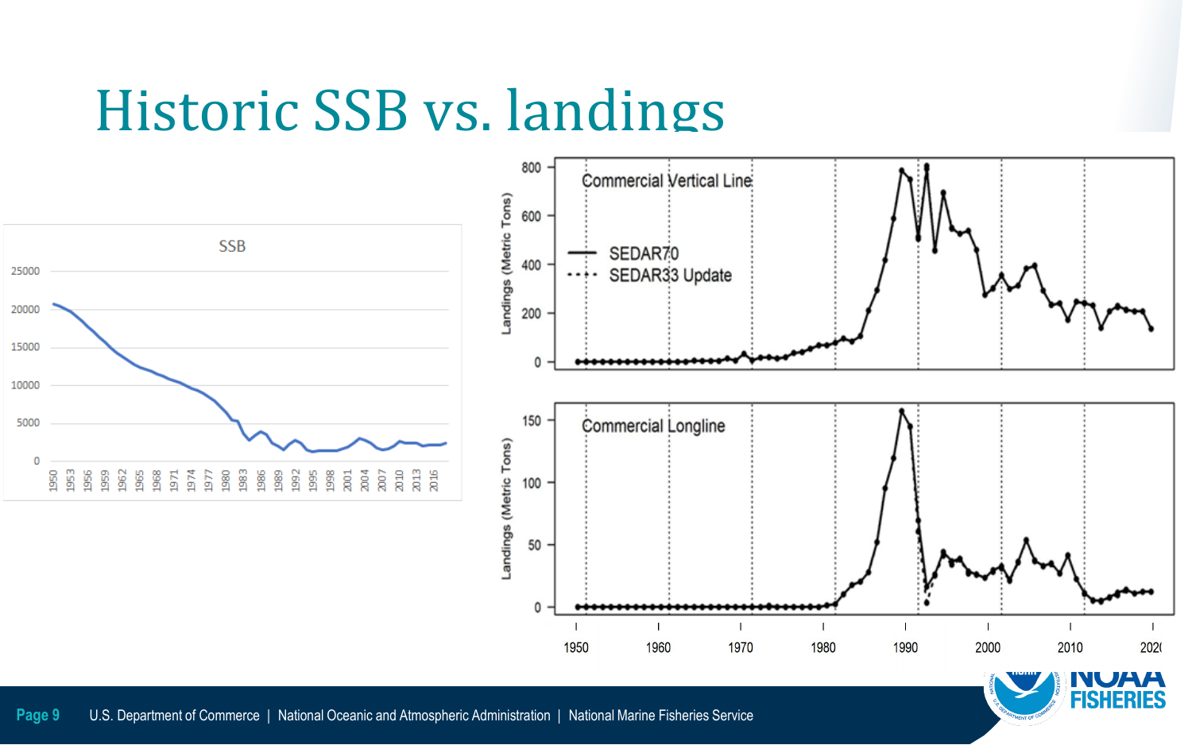# Historic SSB vs. landings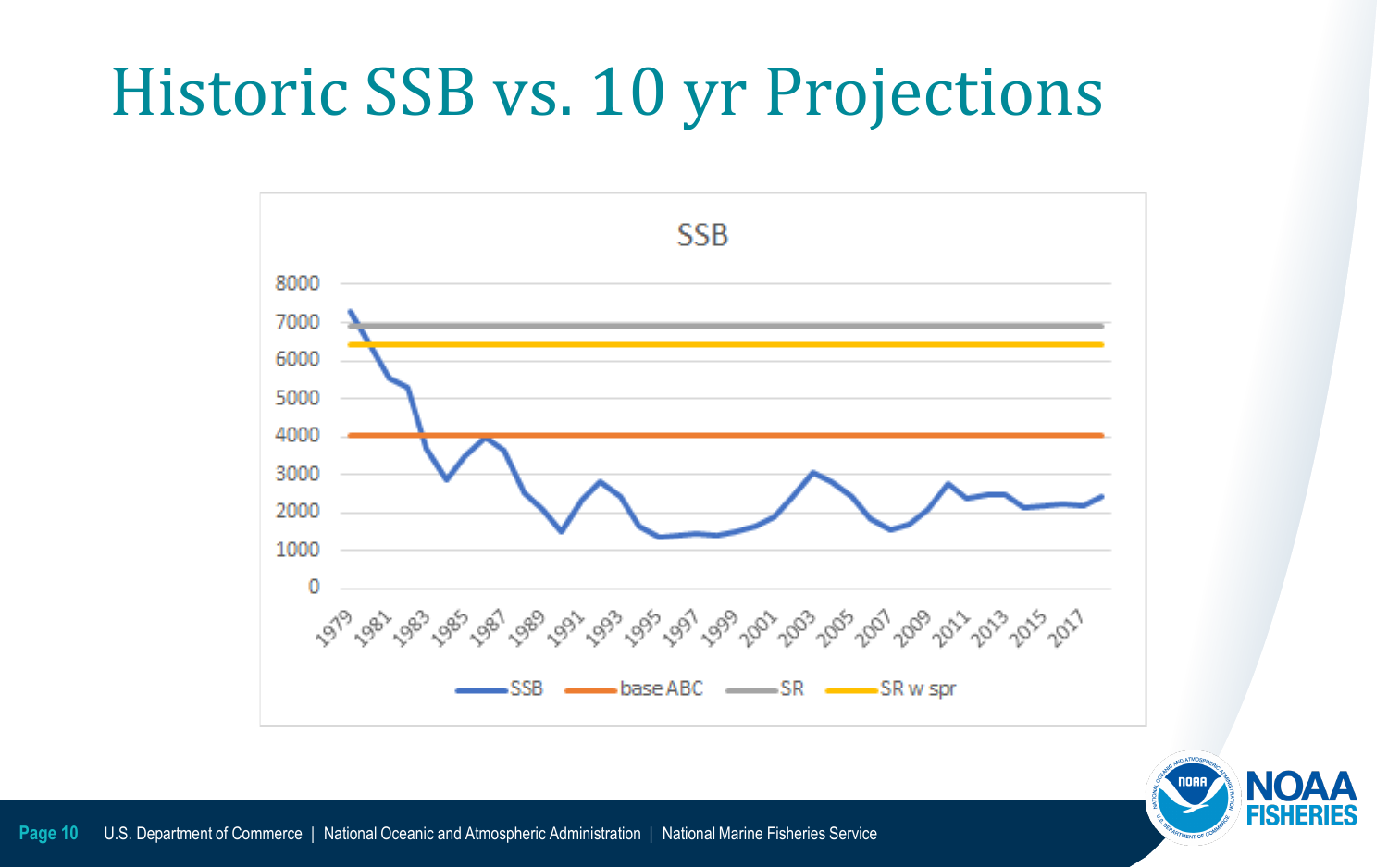# Historic SSB vs. 10 yr Projections

SSB

8000
7000
6000
5000
4000
3000
2000
1000
0

1979 1981 1983 1985 1987 1989 1991 1993 1995 1997 1999 2001 2003 2005 2007 2009 2011 2013 2015 2017

SSB — base ABC — SR — SR w spr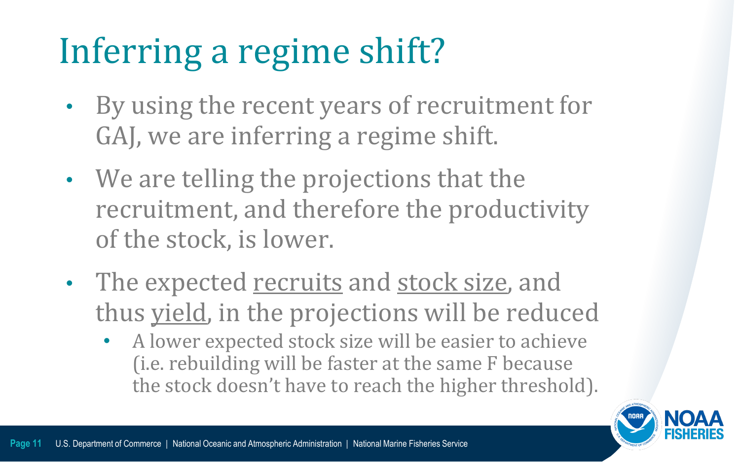# Inferring a regime shift?

- By using the recent years of recruitment for GAJ, we are inferring a regime shift.
- We are telling the projections that the recruitment, and therefore the productivity of the stock, is lower.
- The expected <u>recruits</u> and <u>stock size</u>, and thus <u>yield</u>, in the projections will be reduced
  - A lower expected stock size will be easier to achieve (i.e. rebuilding will be faster at the same F because the stock doesn't have to reach the higher threshold).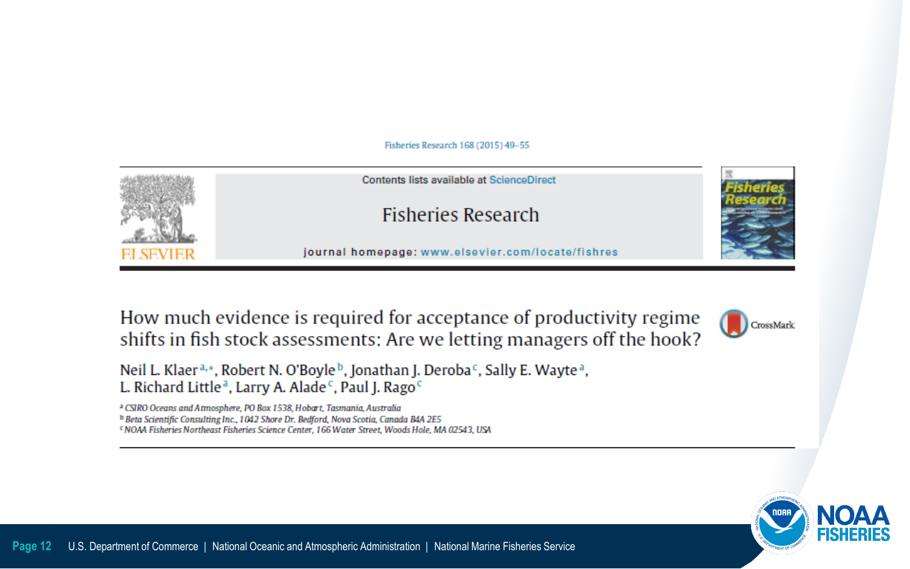Fisheries Research 168 (2015) 49–55

Contents lists available at ScienceDirect

Fisheries Research

journal homepage: www.elsevier.com/locate/fishres

# How much evidence is required for acceptance of productivity regime shifts in fish stock assessments: Are we letting managers off the hook?

Neil L. Klaer[a,*], Robert N. O'Boyle[b], Jonathan J. Deroba[c], Sally E. Wayte[a], L. Richard Little[a], Larry A. Alade[c], Paul J. Rago[c]

[a] CSIRO Oceans and Atmosphere, PO Box 1538, Hobart, Tasmania, Australia
[b] Beta Scientific Consulting Inc., 1042 Shore Dr. Bedford, Nova Scotia, Canada B4A 2E5
[c] NOAA Fisheries Northeast Fisheries Science Center, 166 Water Street, Woods Hole, MA 02543, USA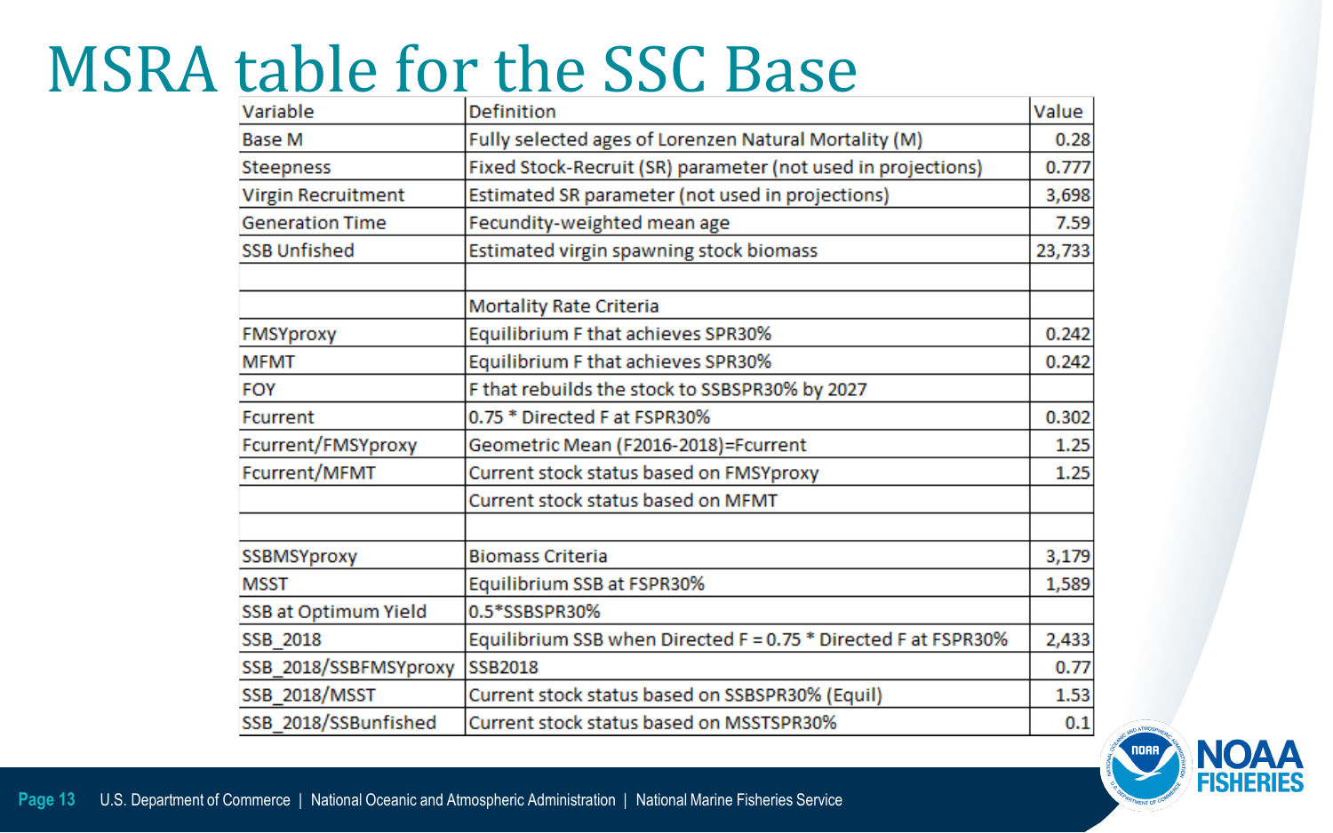# MSRA table for the SSC Base

| Variable | Definition | Value |
|---|---|---|
| Base M | Fully selected ages of Lorenzen Natural Mortality (M) | 0.28 |
| Steepness | Fixed Stock-Recruit (SR) parameter (not used in projections) | 0.777 |
| Virgin Recruitment | Estimated SR parameter (not used in projections) | 3,698 |
| Generation Time | Fecundity-weighted mean age | 7.59 |
| SSB Unfished | Estimated virgin spawning stock biomass | 23,733 |
| | | |
| | Mortality Rate Criteria | |
| FMSYproxy | Equilibrium F that achieves SPR30% | 0.242 |
| MFMT | Equilibrium F that achieves SPR30% | 0.242 |
| FOY | F that rebuilds the stock to SSBSPR30% by 2027 | |
| Fcurrent | 0.75 * Directed F at FSPR30% | 0.302 |
| Fcurrent/FMSYproxy | Geometric Mean (F2016-2018)=Fcurrent | 1.25 |
| Fcurrent/MFMT | Current stock status based on FMSYproxy | 1.25 |
| | Current stock status based on MFMT | |
| | | |
| SSBMSYproxy | Biomass Criteria | 3,179 |
| MSST | Equilibrium SSB at FSPR30% | 1,589 |
| SSB at Optimum Yield | 0.5*SSBSPR30% | |
| SSB_2018 | Equilibrium SSB when Directed F = 0.75 * Directed F at FSPR30% | 2,433 |
| SSB_2018/SSBFMSYproxy | SSB2018 | 0.77 |
| SSB_2018/MSST | Current stock status based on SSBSPR30% (Equil) | 1.53 |
| SSB_2018/SSBunfished | Current stock status based on MSSTSPR30% | 0.1 |